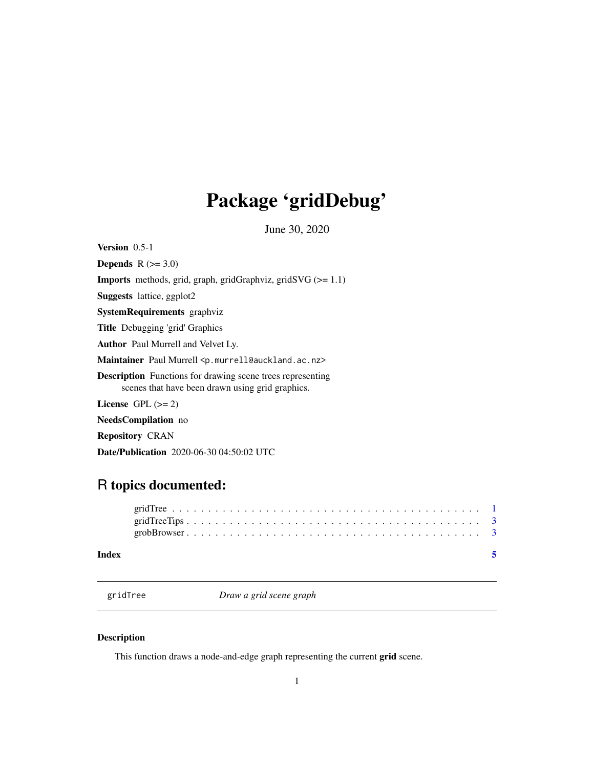# Package 'gridDebug'

June 30, 2020

**Version** 0.5-1

**Depends** R (>= 3.0)

**Imports** methods, grid, graph, gridGraphviz, gridSVG (>= 1.1)

**Suggests** lattice, ggplot2

**SystemRequirements** graphviz

**Title** Debugging 'grid' Graphics

**Author** Paul Murrell and Velvet Ly.

**Maintainer** Paul Murrell <p.murrell@auckland.ac.nz>

**Description** Functions for drawing scene trees representing
scenes that have been drawn using grid graphics.

**License** GPL (>= 2)

**NeedsCompilation** no

**Repository** CRAN

**Date/Publication** 2020-06-30 04:50:02 UTC

## R topics documented:

gridTree . . . . . . . . . . . . . . . . . . . . . . . . . . . . . . . . . . . . . . . . . 1
gridTreeTips . . . . . . . . . . . . . . . . . . . . . . . . . . . . . . . . . . . . . . . 3
grobBrowser . . . . . . . . . . . . . . . . . . . . . . . . . . . . . . . . . . . . . . . 3

**Index** 5

---

`gridTree` *Draw a grid scene graph*

---

### Description

This function draws a node-and-edge graph representing the current **grid** scene.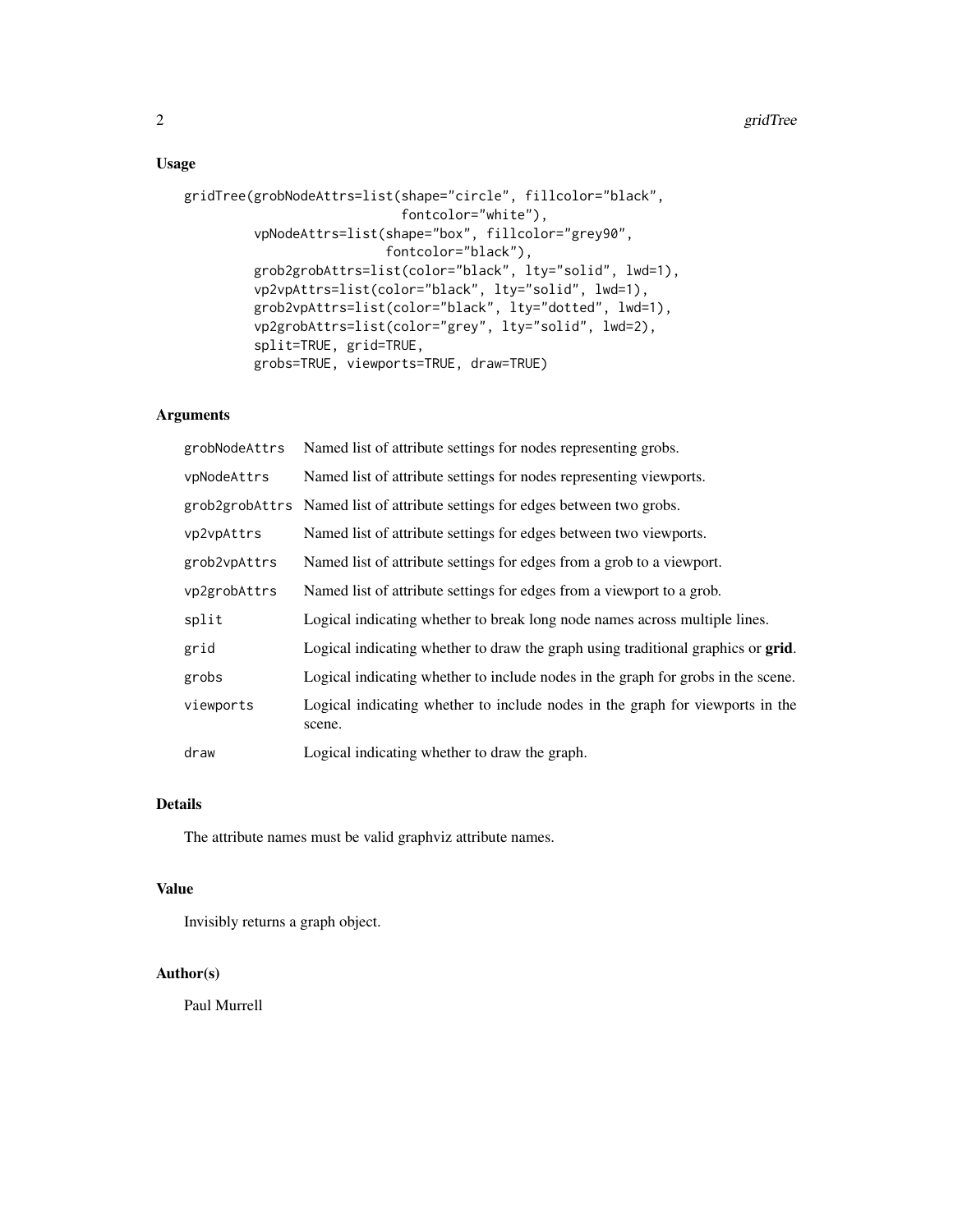## Usage

```
gridTree(grobNodeAttrs=list(shape="circle", fillcolor="black",
                            fontcolor="white"),
         vpNodeAttrs=list(shape="box", fillcolor="grey90",
                          fontcolor="black"),
         grob2grobAttrs=list(color="black", lty="solid", lwd=1),
         vp2vpAttrs=list(color="black", lty="solid", lwd=1),
         grob2vpAttrs=list(color="black", lty="dotted", lwd=1),
         vp2grobAttrs=list(color="grey", lty="solid", lwd=2),
         split=TRUE, grid=TRUE,
         grobs=TRUE, viewports=TRUE, draw=TRUE)
```

## Arguments

| | |
|---|---|
| `grobNodeAttrs` | Named list of attribute settings for nodes representing grobs. |
| `vpNodeAttrs` | Named list of attribute settings for nodes representing viewports. |
| `grob2grobAttrs` | Named list of attribute settings for edges between two grobs. |
| `vp2vpAttrs` | Named list of attribute settings for edges between two viewports. |
| `grob2vpAttrs` | Named list of attribute settings for edges from a grob to a viewport. |
| `vp2grobAttrs` | Named list of attribute settings for edges from a viewport to a grob. |
| `split` | Logical indicating whether to break long node names across multiple lines. |
| `grid` | Logical indicating whether to draw the graph using traditional graphics or **grid**. |
| `grobs` | Logical indicating whether to include nodes in the graph for grobs in the scene. |
| `viewports` | Logical indicating whether to include nodes in the graph for viewports in the scene. |
| `draw` | Logical indicating whether to draw the graph. |

## Details

The attribute names must be valid graphviz attribute names.

## Value

Invisibly returns a graph object.

## Author(s)

Paul Murrell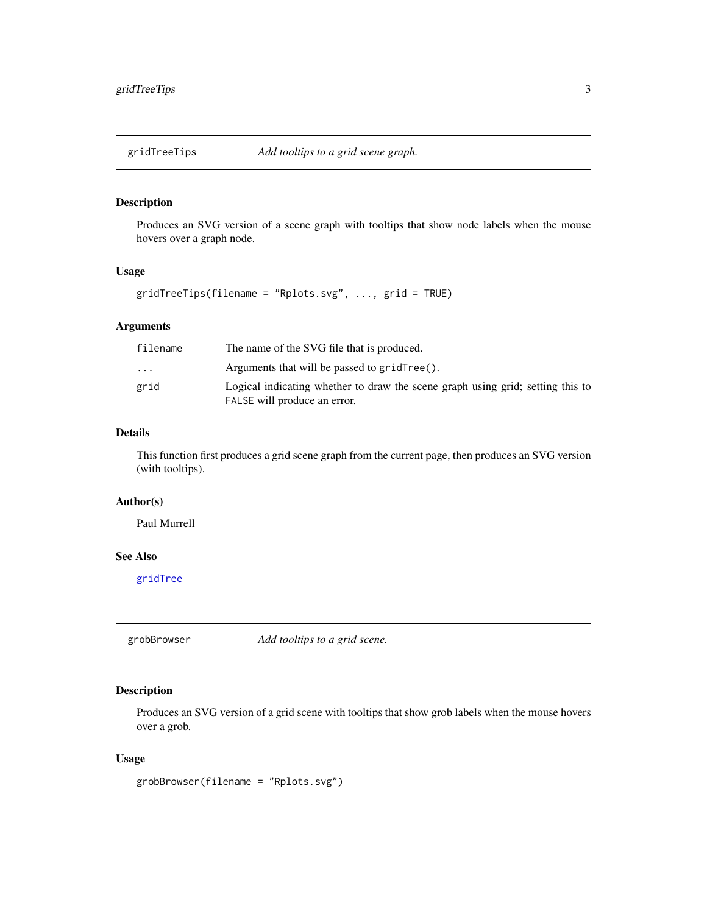## gridTreeTips — *Add tooltips to a grid scene graph.*

### Description

Produces an SVG version of a scene graph with tooltips that show node labels when the mouse hovers over a graph node.

### Usage

```
gridTreeTips(filename = "Rplots.svg", ..., grid = TRUE)
```

### Arguments

| | |
|---|---|
| `filename` | The name of the SVG file that is produced. |
| `...` | Arguments that will be passed to `gridTree()`. |
| `grid` | Logical indicating whether to draw the scene graph using grid; setting this to `FALSE` will produce an error. |

### Details

This function first produces a grid scene graph from the current page, then produces an SVG version (with tooltips).

### Author(s)

Paul Murrell

### See Also

`gridTree`

## grobBrowser — *Add tooltips to a grid scene.*

### Description

Produces an SVG version of a grid scene with tooltips that show grob labels when the mouse hovers over a grob.

### Usage

```
grobBrowser(filename = "Rplots.svg")
```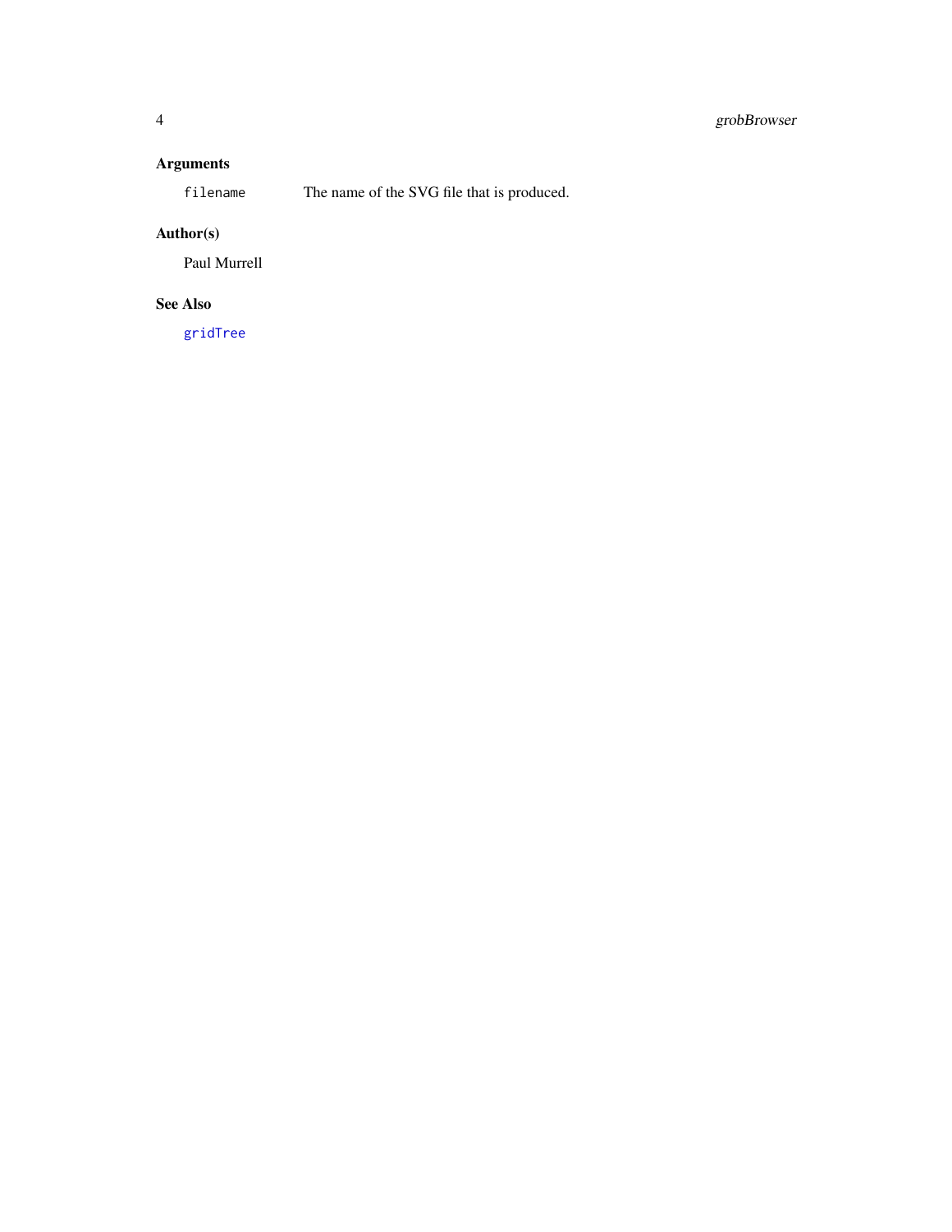## Arguments

`filename` The name of the SVG file that is produced.

## Author(s)

Paul Murrell

## See Also

`gridTree`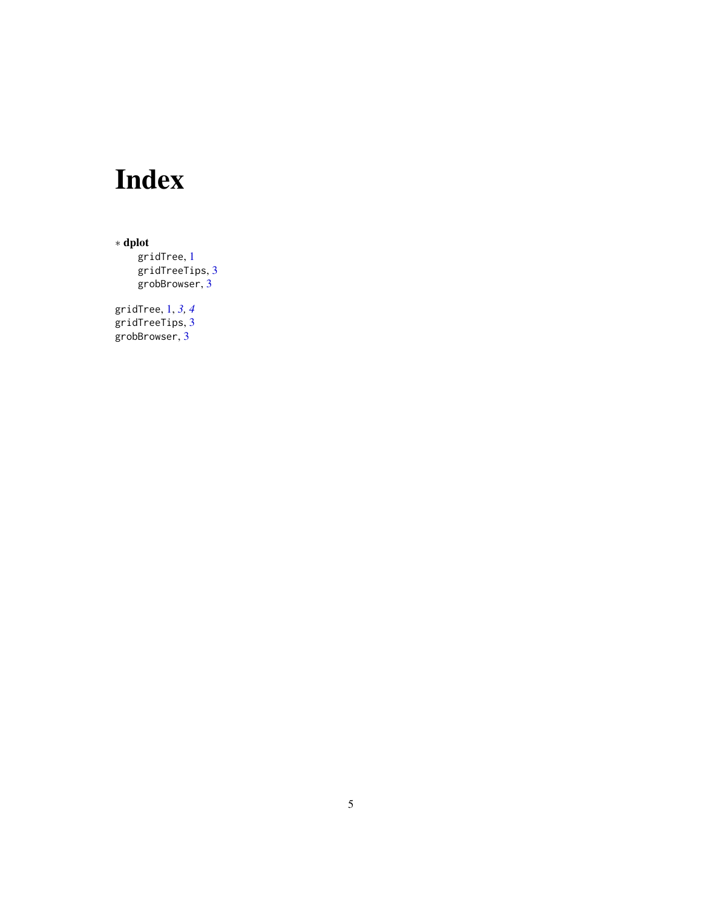# Index

∗ **dplot**
    gridTree, 1
    gridTreeTips, 3
    grobBrowser, 3

gridTree, 1, *3, 4*
gridTreeTips, 3
grobBrowser, 3